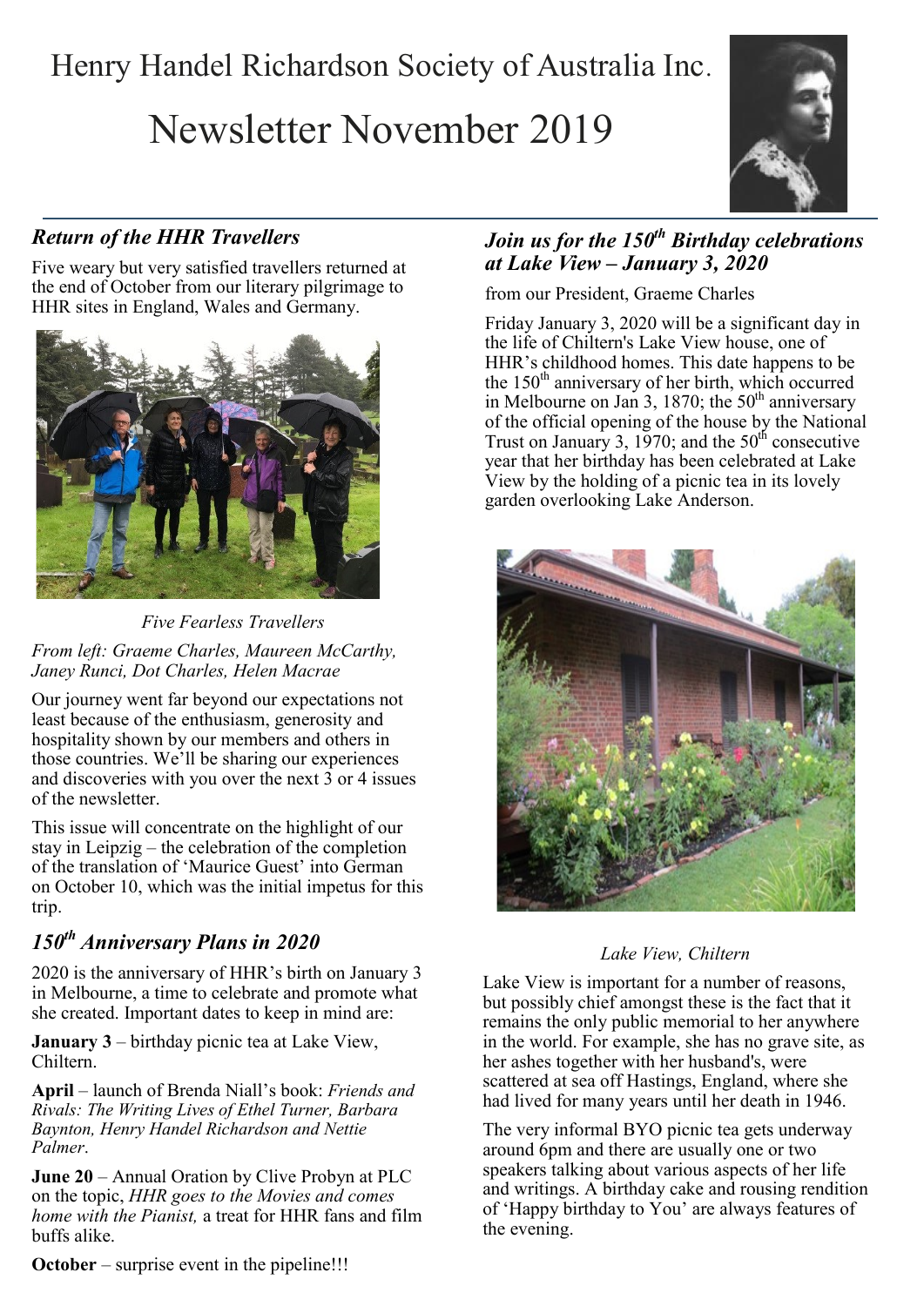# Henry Handel Richardson Society of Australia Inc.

# Newsletter November 2019

## *Return of the HHR Travellers*

Five weary but very satisfied travellers returned at the end of October from our literary pilgrimage to HHR sites in England, Wales and Germany.

*Five Fearless Travellers*

*From left: Graeme Charles, Maureen McCarthy, Janey Runci, Dot Charles, Helen Macrae*

Our journey went far beyond our expectations not least because of the enthusiasm, generosity and hospitality shown by our members and others in those countries. We'll be sharing our experiences and discoveries with you over the next 3 or 4 issues of the newsletter.

This issue will concentrate on the highlight of our stay in Leipzig – the celebration of the completion of the translation of 'Maurice Guest' into German on October 10, which was the initial impetus for this trip.

## *150th Anniversary Plans in 2020*

2020 is the anniversary of HHR's birth on January 3 in Melbourne, a time to celebrate and promote what she created. Important dates to keep in mind are:

**January 3** – birthday picnic tea at Lake View, Chiltern.

**April** – launch of Brenda Niall's book: *Friends and Rivals: The Writing Lives of Ethel Turner, Barbara Baynton, Henry Handel Richardson and Nettie Palmer*.

**June 20** – Annual Oration by Clive Probyn at PLC on the topic, *HHR goes to the Movies and comes home with the Pianist,* a treat for HHR fans and film buffs alike.

**October** – surprise event in the pipeline!!!

## *Join us for the 150th Birthday celebrations at Lake View – January 3, 2020*

from our President, Graeme Charles

Friday January 3, 2020 will be a significant day in the life of Chiltern's Lake View house, one of HHR's childhood homes. This date happens to be the 150th anniversary of her birth, which occurred in Melbourne on Jan 3, 1870; the 50th anniversary of the official opening of the house by the National Trust on January 3, 1970; and the 50th consecutive year that her birthday has been celebrated at Lake View by the holding of a picnic tea in its lovely garden overlooking Lake Anderson.

*Lake View, Chiltern*

Lake View is important for a number of reasons, but possibly chief amongst these is the fact that it remains the only public memorial to her anywhere in the world. For example, she has no grave site, as her ashes together with her husband's, were scattered at sea off Hastings, England, where she had lived for many years until her death in 1946.

The very informal BYO picnic tea gets underway around 6pm and there are usually one or two speakers talking about various aspects of her life and writings. A birthday cake and rousing rendition of 'Happy birthday to You' are always features of the evening.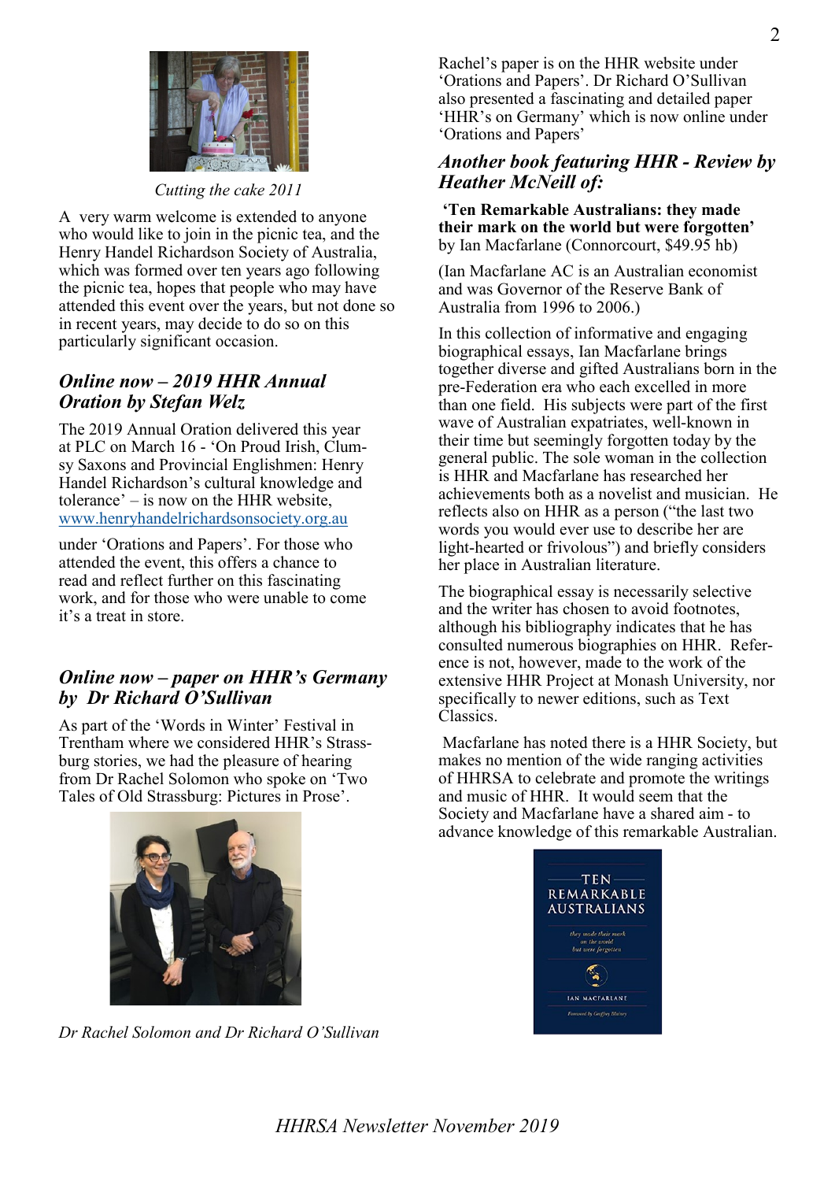*Cutting the cake 2011*

A very warm welcome is extended to anyone who would like to join in the picnic tea, and the Henry Handel Richardson Society of Australia, which was formed over ten years ago following the picnic tea, hopes that people who may have attended this event over the years, but not done so in recent years, may decide to do so on this particularly significant occasion.

## *Online now – 2019 HHR Annual Oration by Stefan Welz*

The 2019 Annual Oration delivered this year at PLC on March 16 - 'On Proud Irish, Clumsy Saxons and Provincial Englishmen: Henry Handel Richardson's cultural knowledge and tolerance' – is now on the HHR website, www.henryhandelrichardsonsociety.org.au

under 'Orations and Papers'. For those who attended the event, this offers a chance to read and reflect further on this fascinating work, and for those who were unable to come it's a treat in store.

## *Online now – paper on HHR's Germany by Dr Richard O'Sullivan*

As part of the 'Words in Winter' Festival in Trentham where we considered HHR's Strassburg stories, we had the pleasure of hearing from Dr Rachel Solomon who spoke on 'Two Tales of Old Strassburg: Pictures in Prose'.

*Dr Rachel Solomon and Dr Richard O'Sullivan*

Rachel's paper is on the HHR website under 'Orations and Papers'. Dr Richard O'Sullivan also presented a fascinating and detailed paper 'HHR's on Germany' which is now online under 'Orations and Papers'

## *Another book featuring HHR - Review by Heather McNeill of:*

**'Ten Remarkable Australians: they made their mark on the world but were forgotten'** by Ian Macfarlane (Connorcourt, $49.95 hb)

(Ian Macfarlane AC is an Australian economist and was Governor of the Reserve Bank of Australia from 1996 to 2006.)

In this collection of informative and engaging biographical essays, Ian Macfarlane brings together diverse and gifted Australians born in the pre-Federation era who each excelled in more than one field. His subjects were part of the first wave of Australian expatriates, well-known in their time but seemingly forgotten today by the general public. The sole woman in the collection is HHR and Macfarlane has researched her achievements both as a novelist and musician. He reflects also on HHR as a person ("the last two words you would ever use to describe her are light-hearted or frivolous") and briefly considers her place in Australian literature.

The biographical essay is necessarily selective and the writer has chosen to avoid footnotes, although his bibliography indicates that he has consulted numerous biographies on HHR. Reference is not, however, made to the work of the extensive HHR Project at Monash University, nor specifically to newer editions, such as Text Classics.

Macfarlane has noted there is a HHR Society, but makes no mention of the wide ranging activities of HHRSA to celebrate and promote the writings and music of HHR. It would seem that the Society and Macfarlane have a shared aim - to advance knowledge of this remarkable Australian.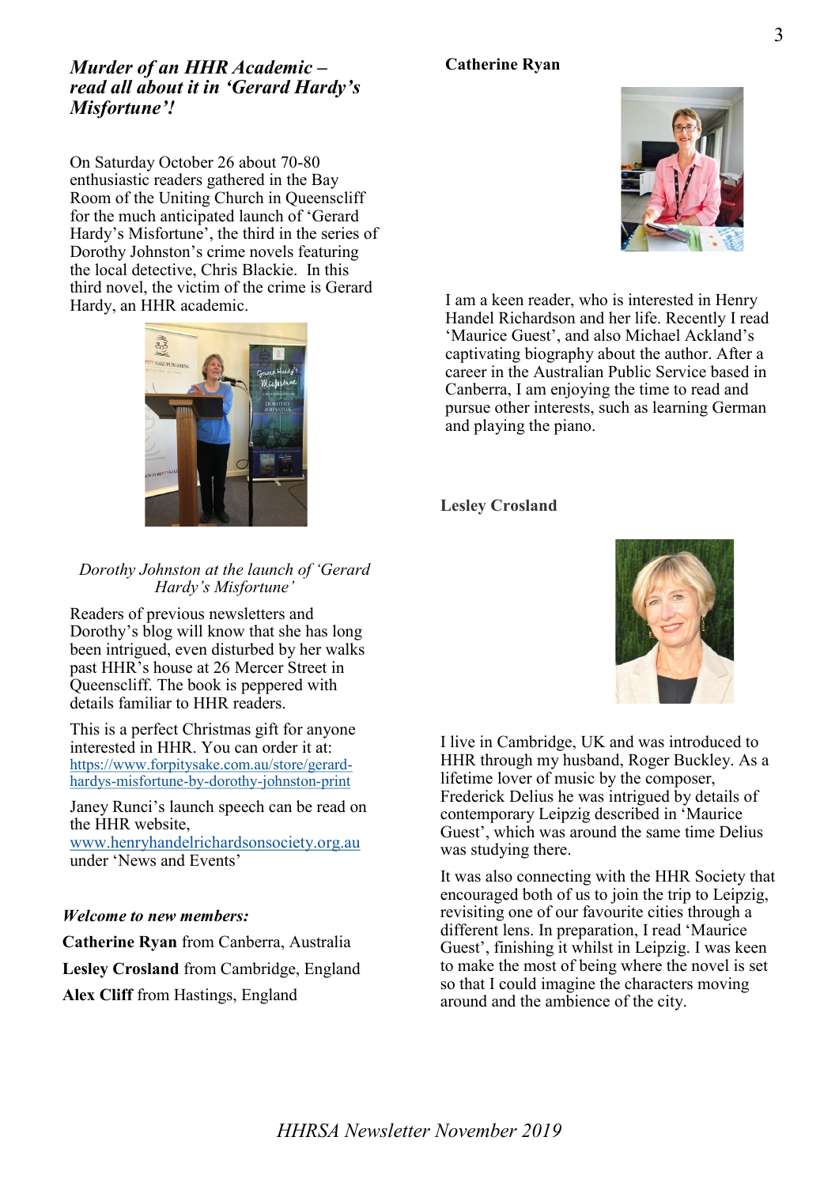## *Murder of an HHR Academic – read all about it in 'Gerard Hardy's Misfortune'!*

On Saturday October 26 about 70-80 enthusiastic readers gathered in the Bay Room of the Uniting Church in Queenscliff for the much anticipated launch of 'Gerard Hardy's Misfortune', the third in the series of Dorothy Johnston's crime novels featuring the local detective, Chris Blackie. In this third novel, the victim of the crime is Gerard Hardy, an HHR academic.

*Dorothy Johnston at the launch of 'Gerard Hardy's Misfortune'*

Readers of previous newsletters and Dorothy's blog will know that she has long been intrigued, even disturbed by her walks past HHR's house at 26 Mercer Street in Queenscliff. The book is peppered with details familiar to HHR readers.

This is a perfect Christmas gift for anyone interested in HHR. You can order it at: https://www.forpitysake.com.au/store/gerard-hardys-misfortune-by-dorothy-johnston-print

Janey Runci's launch speech can be read on the HHR website, www.henryhandelrichardsonsociety.org.au under 'News and Events'

### *Welcome to new members:*

**Catherine Ryan** from Canberra, Australia

**Lesley Crosland** from Cambridge, England

**Alex Cliff** from Hastings, England

### Catherine Ryan

I am a keen reader, who is interested in Henry Handel Richardson and her life. Recently I read 'Maurice Guest', and also Michael Ackland's captivating biography about the author. After a career in the Australian Public Service based in Canberra, I am enjoying the time to read and pursue other interests, such as learning German and playing the piano.

### Lesley Crosland

I live in Cambridge, UK and was introduced to HHR through my husband, Roger Buckley. As a lifetime lover of music by the composer, Frederick Delius he was intrigued by details of contemporary Leipzig described in 'Maurice Guest', which was around the same time Delius was studying there.

It was also connecting with the HHR Society that encouraged both of us to join the trip to Leipzig, revisiting one of our favourite cities through a different lens. In preparation, I read 'Maurice Guest', finishing it whilst in Leipzig. I was keen to make the most of being where the novel is set so that I could imagine the characters moving around and the ambience of the city.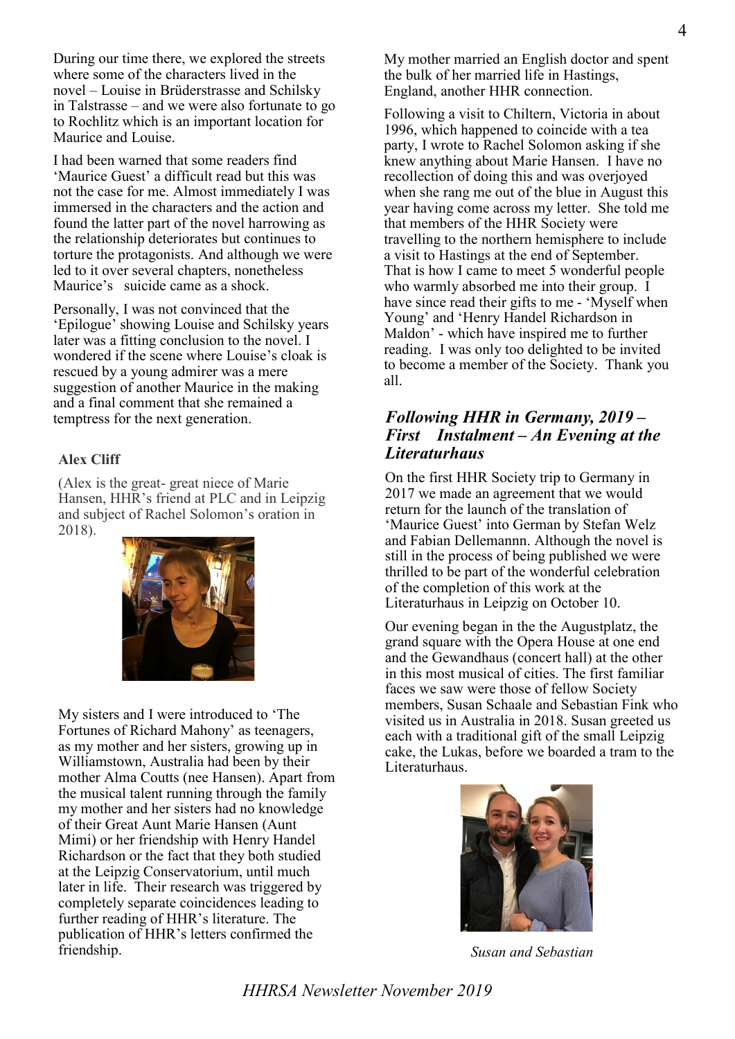During our time there, we explored the streets where some of the characters lived in the novel – Louise in Brüderstrasse and Schilsky in Talstrasse – and we were also fortunate to go to Rochlitz which is an important location for Maurice and Louise.

I had been warned that some readers find 'Maurice Guest' a difficult read but this was not the case for me. Almost immediately I was immersed in the characters and the action and found the latter part of the novel harrowing as the relationship deteriorates but continues to torture the protagonists. And although we were led to it over several chapters, nonetheless Maurice's suicide came as a shock.

Personally, I was not convinced that the 'Epilogue' showing Louise and Schilsky years later was a fitting conclusion to the novel. I wondered if the scene where Louise's cloak is rescued by a young admirer was a mere suggestion of another Maurice in the making and a final comment that she remained a temptress for the next generation.

**Alex Cliff**

(Alex is the great- great niece of Marie Hansen, HHR's friend at PLC and in Leipzig and subject of Rachel Solomon's oration in 2018).

My sisters and I were introduced to 'The Fortunes of Richard Mahony' as teenagers, as my mother and her sisters, growing up in Williamstown, Australia had been by their mother Alma Coutts (nee Hansen). Apart from the musical talent running through the family my mother and her sisters had no knowledge of their Great Aunt Marie Hansen (Aunt Mimi) or her friendship with Henry Handel Richardson or the fact that they both studied at the Leipzig Conservatorium, until much later in life. Their research was triggered by completely separate coincidences leading to further reading of HHR's literature. The publication of HHR's letters confirmed the friendship.

My mother married an English doctor and spent the bulk of her married life in Hastings, England, another HHR connection.

Following a visit to Chiltern, Victoria in about 1996, which happened to coincide with a tea party, I wrote to Rachel Solomon asking if she knew anything about Marie Hansen. I have no recollection of doing this and was overjoyed when she rang me out of the blue in August this year having come across my letter. She told me that members of the HHR Society were travelling to the northern hemisphere to include a visit to Hastings at the end of September. That is how I came to meet 5 wonderful people who warmly absorbed me into their group. I have since read their gifts to me - 'Myself when Young' and 'Henry Handel Richardson in Maldon' - which have inspired me to further reading. I was only too delighted to be invited to become a member of the Society. Thank you all.

## *Following HHR in Germany, 2019 – First Instalment – An Evening at the Literaturhaus*

On the first HHR Society trip to Germany in 2017 we made an agreement that we would return for the launch of the translation of 'Maurice Guest' into German by Stefan Welz and Fabian Dellemannn. Although the novel is still in the process of being published we were thrilled to be part of the wonderful celebration of the completion of this work at the Literaturhaus in Leipzig on October 10.

Our evening began in the the Augustplatz, the grand square with the Opera House at one end and the Gewandhaus (concert hall) at the other in this most musical of cities. The first familiar faces we saw were those of fellow Society members, Susan Schaale and Sebastian Fink who visited us in Australia in 2018. Susan greeted us each with a traditional gift of the small Leipzig cake, the Lukas, before we boarded a tram to the Literaturhaus.

*Susan and Sebastian*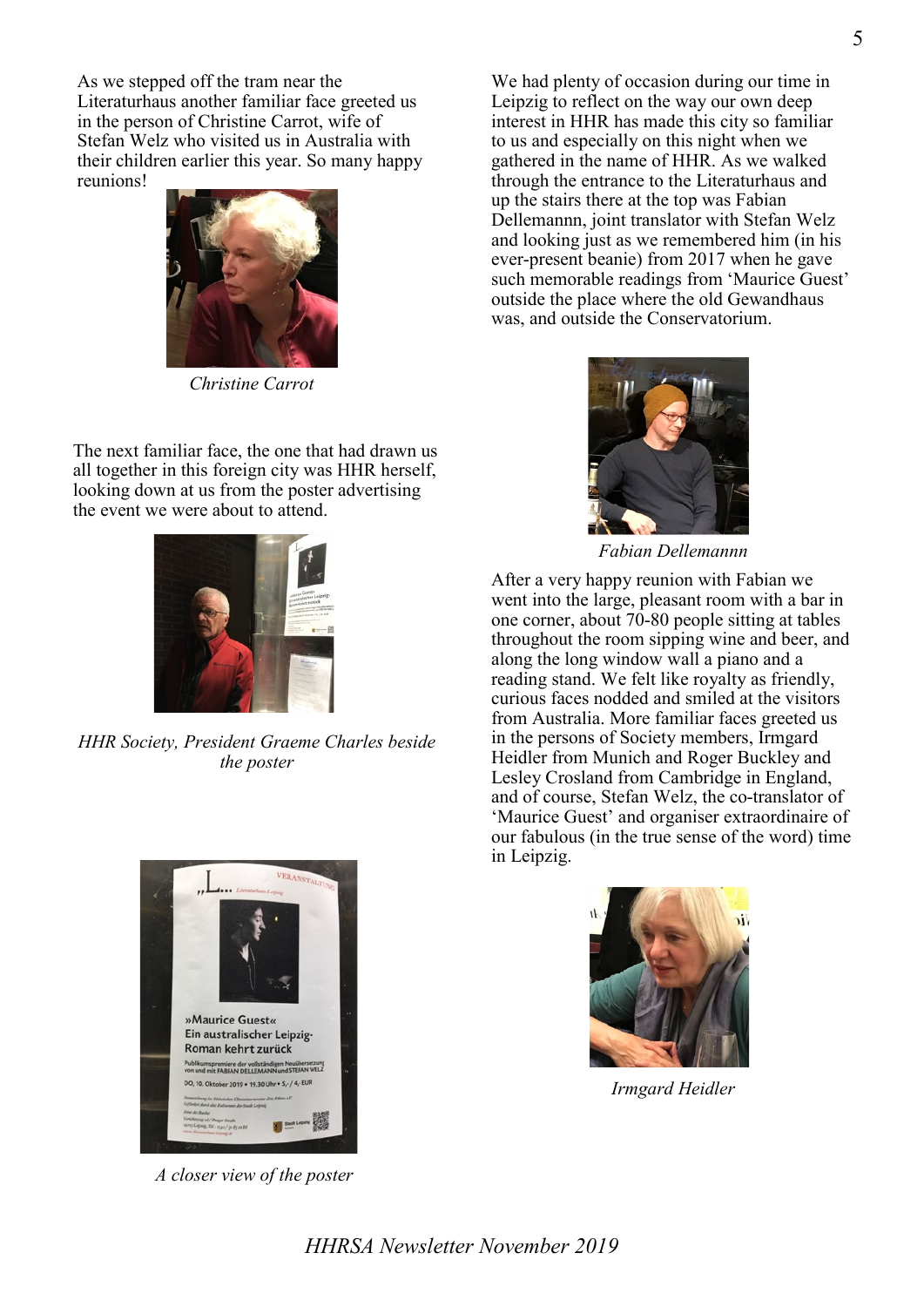As we stepped off the tram near the Literaturhaus another familiar face greeted us in the person of Christine Carrot, wife of Stefan Welz who visited us in Australia with their children earlier this year. So many happy reunions!

*Christine Carrot*

The next familiar face, the one that had drawn us all together in this foreign city was HHR herself, looking down at us from the poster advertising the event we were about to attend.

*HHR Society, President Graeme Charles beside the poster*

*A closer view of the poster*

We had plenty of occasion during our time in Leipzig to reflect on the way our own deep interest in HHR has made this city so familiar to us and especially on this night when we gathered in the name of HHR. As we walked through the entrance to the Literaturhaus and up the stairs there at the top was Fabian Dellemannn, joint translator with Stefan Welz and looking just as we remembered him (in his ever-present beanie) from 2017 when he gave such memorable readings from 'Maurice Guest' outside the place where the old Gewandhaus was, and outside the Conservatorium.

*Fabian Dellemannn*

After a very happy reunion with Fabian we went into the large, pleasant room with a bar in one corner, about 70-80 people sitting at tables throughout the room sipping wine and beer, and along the long window wall a piano and a reading stand. We felt like royalty as friendly, curious faces nodded and smiled at the visitors from Australia. More familiar faces greeted us in the persons of Society members, Irmgard Heidler from Munich and Roger Buckley and Lesley Crosland from Cambridge in England, and of course, Stefan Welz, the co-translator of 'Maurice Guest' and organiser extraordinaire of our fabulous (in the true sense of the word) time in Leipzig.

*Irmgard Heidler*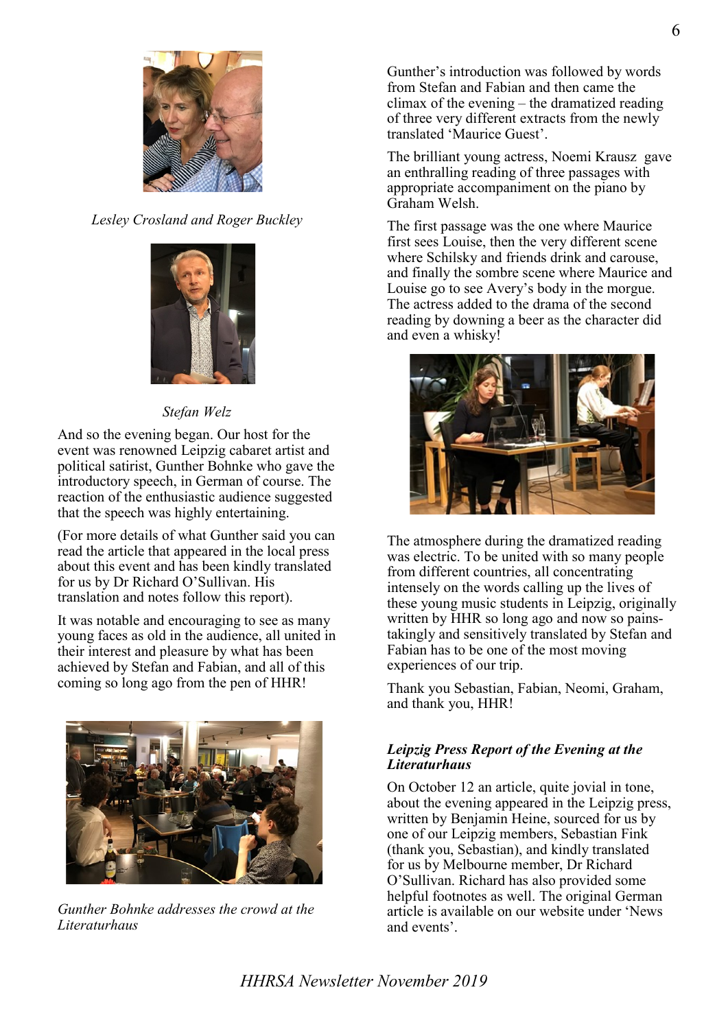*Lesley Crosland and Roger Buckley*

*Stefan Welz*

And so the evening began. Our host for the event was renowned Leipzig cabaret artist and political satirist, Gunther Bohnke who gave the introductory speech, in German of course. The reaction of the enthusiastic audience suggested that the speech was highly entertaining.

(For more details of what Gunther said you can read the article that appeared in the local press about this event and has been kindly translated for us by Dr Richard O'Sullivan. His translation and notes follow this report).

It was notable and encouraging to see as many young faces as old in the audience, all united in their interest and pleasure by what has been achieved by Stefan and Fabian, and all of this coming so long ago from the pen of HHR!

*Gunther Bohnke addresses the crowd at the Literaturhaus*

Gunther's introduction was followed by words from Stefan and Fabian and then came the climax of the evening – the dramatized reading of three very different extracts from the newly translated 'Maurice Guest'.

The brilliant young actress, Noemi Krausz gave an enthralling reading of three passages with appropriate accompaniment on the piano by Graham Welsh.

The first passage was the one where Maurice first sees Louise, then the very different scene where Schilsky and friends drink and carouse, and finally the sombre scene where Maurice and Louise go to see Avery's body in the morgue. The actress added to the drama of the second reading by downing a beer as the character did and even a whisky!

The atmosphere during the dramatized reading was electric. To be united with so many people from different countries, all concentrating intensely on the words calling up the lives of these young music students in Leipzig, originally written by HHR so long ago and now so painstakingly and sensitively translated by Stefan and Fabian has to be one of the most moving experiences of our trip.

Thank you Sebastian, Fabian, Neomi, Graham, and thank you, HHR!

***Leipzig Press Report of the Evening at the Literaturhaus***

On October 12 an article, quite jovial in tone, about the evening appeared in the Leipzig press, written by Benjamin Heine, sourced for us by one of our Leipzig members, Sebastian Fink (thank you, Sebastian), and kindly translated for us by Melbourne member, Dr Richard O'Sullivan. Richard has also provided some helpful footnotes as well. The original German article is available on our website under 'News and events'.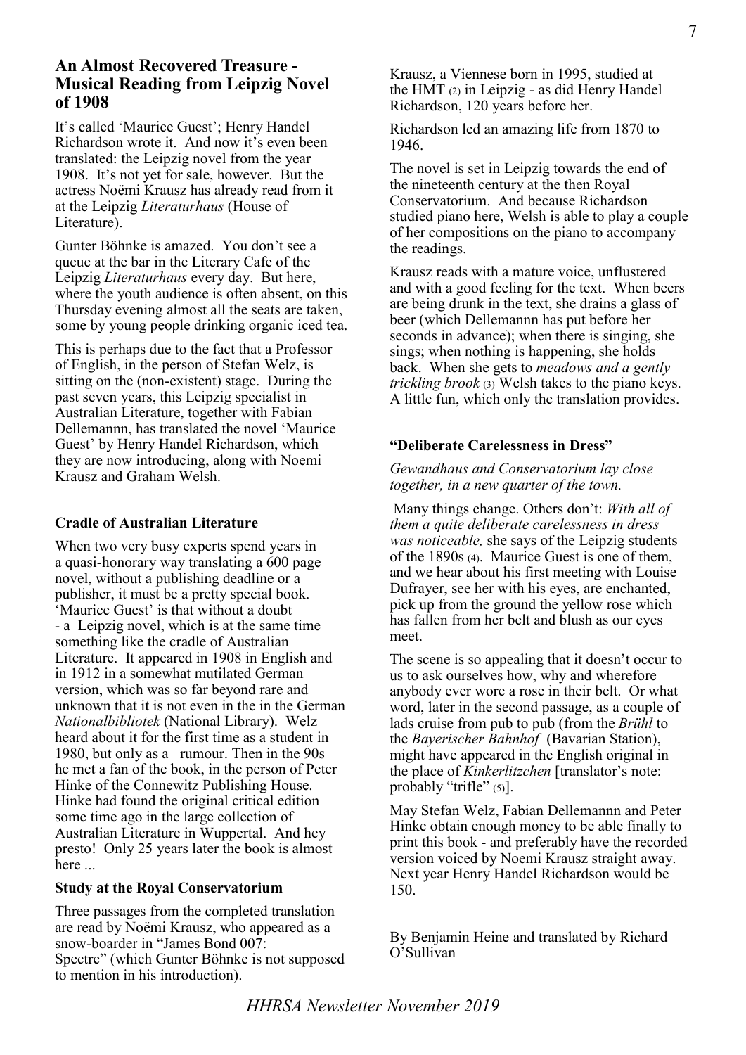## An Almost Recovered Treasure - Musical Reading from Leipzig Novel of 1908

It's called 'Maurice Guest'; Henry Handel Richardson wrote it. And now it's even been translated: the Leipzig novel from the year 1908. It's not yet for sale, however. But the actress Noëmi Krausz has already read from it at the Leipzig *Literaturhaus* (House of Literature).

Gunter Böhnke is amazed. You don't see a queue at the bar in the Literary Cafe of the Leipzig *Literaturhaus* every day. But here, where the youth audience is often absent, on this Thursday evening almost all the seats are taken, some by young people drinking organic iced tea.

This is perhaps due to the fact that a Professor of English, in the person of Stefan Welz, is sitting on the (non-existent) stage. During the past seven years, this Leipzig specialist in Australian Literature, together with Fabian Dellemannn, has translated the novel 'Maurice Guest' by Henry Handel Richardson, which they are now introducing, along with Noemi Krausz and Graham Welsh.

#### Cradle of Australian Literature

When two very busy experts spend years in a quasi-honorary way translating a 600 page novel, without a publishing deadline or a publisher, it must be a pretty special book. 'Maurice Guest' is that without a doubt - a Leipzig novel, which is at the same time something like the cradle of Australian Literature. It appeared in 1908 in English and in 1912 in a somewhat mutilated German version, which was so far beyond rare and unknown that it is not even in the in the German *Nationalbibliotek* (National Library). Welz heard about it for the first time as a student in 1980, but only as a rumour. Then in the 90s he met a fan of the book, in the person of Peter Hinke of the Connewitz Publishing House. Hinke had found the original critical edition some time ago in the large collection of Australian Literature in Wuppertal. And hey presto! Only 25 years later the book is almost here ...

#### Study at the Royal Conservatorium

Three passages from the completed translation are read by Noëmi Krausz, who appeared as a snow-boarder in "James Bond 007: Spectre" (which Gunter Böhnke is not supposed to mention in his introduction).

Krausz, a Viennese born in 1995, studied at the HMT (2) in Leipzig - as did Henry Handel Richardson, 120 years before her.

Richardson led an amazing life from 1870 to 1946.

The novel is set in Leipzig towards the end of the nineteenth century at the then Royal Conservatorium. And because Richardson studied piano here, Welsh is able to play a couple of her compositions on the piano to accompany the readings.

Krausz reads with a mature voice, unflustered and with a good feeling for the text. When beers are being drunk in the text, she drains a glass of beer (which Dellemannn has put before her seconds in advance); when there is singing, she sings; when nothing is happening, she holds back. When she gets to *meadows and a gently trickling brook* (3) Welsh takes to the piano keys. A little fun, which only the translation provides.

#### "Deliberate Carelessness in Dress"

*Gewandhaus and Conservatorium lay close together, in a new quarter of the town.*

Many things change. Others don't: *With all of them a quite deliberate carelessness in dress was noticeable,* she says of the Leipzig students of the 1890s (4). Maurice Guest is one of them, and we hear about his first meeting with Louise Dufrayer, see her with his eyes, are enchanted, pick up from the ground the yellow rose which has fallen from her belt and blush as our eyes meet.

The scene is so appealing that it doesn't occur to us to ask ourselves how, why and wherefore anybody ever wore a rose in their belt. Or what word, later in the second passage, as a couple of lads cruise from pub to pub (from the *Brühl* to the *Bayerischer Bahnhof* (Bavarian Station), might have appeared in the English original in the place of *Kinkerlitzchen* [translator's note: probably "trifle" (5)].

May Stefan Welz, Fabian Dellemannn and Peter Hinke obtain enough money to be able finally to print this book - and preferably have the recorded version voiced by Noemi Krausz straight away. Next year Henry Handel Richardson would be 150.

By Benjamin Heine and translated by Richard O'Sullivan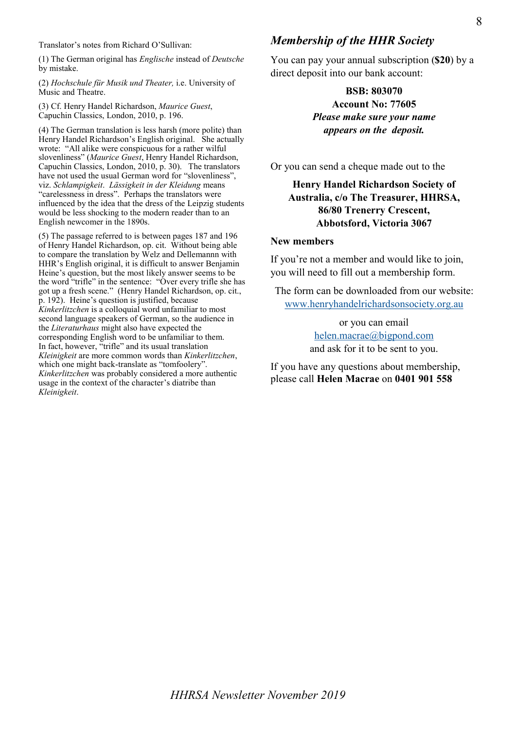Translator's notes from Richard O'Sullivan:

(1) The German original has *Englische* instead of *Deutsche* by mistake.

(2) *Hochschule für Musik und Theater,* i.e. University of Music and Theatre.

(3) Cf. Henry Handel Richardson, *Maurice Guest*, Capuchin Classics, London, 2010, p. 196.

(4) The German translation is less harsh (more polite) than Henry Handel Richardson's English original. She actually wrote: "All alike were conspicuous for a rather wilful slovenliness" (*Maurice Guest*, Henry Handel Richardson, Capuchin Classics, London, 2010, p. 30). The translators have not used the usual German word for "slovenliness", viz. *Schlampigkeit*. *Lässigkeit in der Kleidung* means "carelessness in dress". Perhaps the translators were influenced by the idea that the dress of the Leipzig students would be less shocking to the modern reader than to an English newcomer in the 1890s.

(5) The passage referred to is between pages 187 and 196 of Henry Handel Richardson, op. cit. Without being able to compare the translation by Welz and Dellemannn with HHR's English original, it is difficult to answer Benjamin Heine's question, but the most likely answer seems to be the word "trifle" in the sentence: "Over every trifle she has got up a fresh scene." (Henry Handel Richardson, op. cit., p. 192). Heine's question is justified, because *Kinkerlitzchen* is a colloquial word unfamiliar to most second language speakers of German, so the audience in the *Literaturhaus* might also have expected the corresponding English word to be unfamiliar to them. In fact, however, "trifle" and its usual translation *Kleinigkeit* are more common words than *Kinkerlitzchen*, which one might back-translate as "tomfoolery". *Kinkerlitzchen* was probably considered a more authentic usage in the context of the character's diatribe than *Kleinigkeit*.

## *Membership of the HHR Society*

You can pay your annual subscription (**$20**) by a direct deposit into our bank account:

**BSB: 803070**
**Account No: 77605**
***Please make sure your name appears on the deposit.***

Or you can send a cheque made out to the

**Henry Handel Richardson Society of Australia, c/o The Treasurer, HHRSA, 86/80 Trenerry Crescent, Abbotsford, Victoria 3067**

### New members

If you're not a member and would like to join, you will need to fill out a membership form.

The form can be downloaded from our website: www.henryhandelrichardsonsociety.org.au

or you can email
helen.macrae@bigpond.com
and ask for it to be sent to you.

If you have any questions about membership, please call **Helen Macrae** on **0401 901 558**